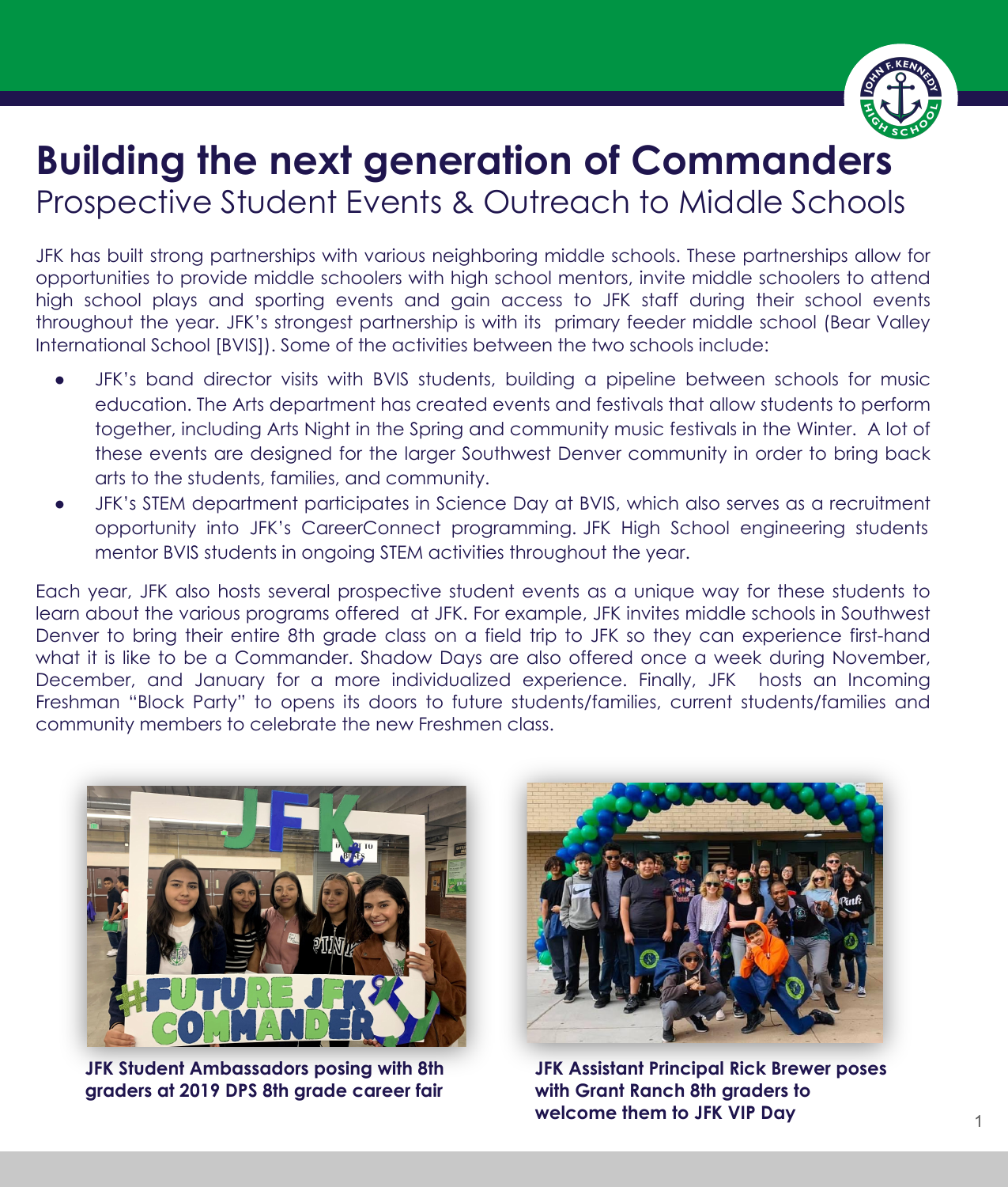# Building the next generation of Commanders

## Prospective Student Events & Outreach to Middle Schools

JFK has built strong partnerships with various neighboring middle schools. These partnerships allow for opportunities to provide middle schoolers with high school mentors, invite middle schoolers to attend high school plays and sporting events and gain access to JFK staff during their school events throughout the year. JFK's strongest partnership is with its primary feeder middle school (Bear Valley International School [BVIS]). Some of the activities between the two schools include:

- JFK's band director visits with BVIS students, building a pipeline between schools for music education. The Arts department has created events and festivals that allow students to perform together, including Arts Night in the Spring and community music festivals in the Winter. A lot of these events are designed for the larger Southwest Denver community in order to bring back arts to the students, families, and community.
- JFK's STEM department participates in Science Day at BVIS, which also serves as a recruitment opportunity into JFK's CareerConnect programming. JFK High School engineering students mentor BVIS students in ongoing STEM activities throughout the year.

Each year, JFK also hosts several prospective student events as a unique way for these students to learn about the various programs offered at JFK. For example, JFK invites middle schools in Southwest Denver to bring their entire 8th grade class on a field trip to JFK so they can experience first-hand what it is like to be a Commander. Shadow Days are also offered once a week during November, December, and January for a more individualized experience. Finally, JFK hosts an Incoming Freshman "Block Party" to opens its doors to future students/families, current students/families and community members to celebrate the new Freshmen class.

**JFK Student Ambassadors posing with 8th graders at 2019 DPS 8th grade career fair**

**JFK Assistant Principal Rick Brewer poses with Grant Ranch 8th graders to welcome them to JFK VIP Day**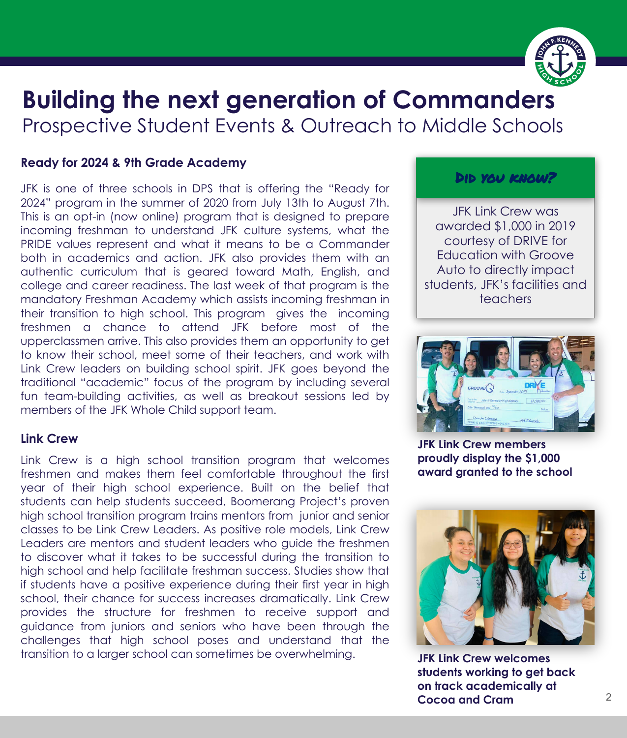# Building the next generation of Commanders

## Prospective Student Events & Outreach to Middle Schools

### Ready for 2024 & 9th Grade Academy

JFK is one of three schools in DPS that is offering the "Ready for 2024" program in the summer of 2020 from July 13th to August 7th. This is an opt-in (now online) program that is designed to prepare incoming freshman to understand JFK culture systems, what the PRIDE values represent and what it means to be a Commander both in academics and action. JFK also provides them with an authentic curriculum that is geared toward Math, English, and college and career readiness. The last week of that program is the mandatory Freshman Academy which assists incoming freshman in their transition to high school. This program gives the incoming freshmen a chance to attend JFK before most of the upperclassmen arrive. This also provides them an opportunity to get to know their school, meet some of their teachers, and work with Link Crew leaders on building school spirit. JFK goes beyond the traditional "academic" focus of the program by including several fun team-building activities, as well as breakout sessions led by members of the JFK Whole Child support team.

### Link Crew

Link Crew is a high school transition program that welcomes freshmen and makes them feel comfortable throughout the first year of their high school experience. Built on the belief that students can help students succeed, Boomerang Project's proven high school transition program trains mentors from junior and senior classes to be Link Crew Leaders. As positive role models, Link Crew Leaders are mentors and student leaders who guide the freshmen to discover what it takes to be successful during the transition to high school and help facilitate freshman success. Studies show that if students have a positive experience during their first year in high school, their chance for success increases dramatically. Link Crew provides the structure for freshmen to receive support and guidance from juniors and seniors who have been through the challenges that high school poses and understand that the transition to a larger school can sometimes be overwhelming.

**Did you know?**

JFK Link Crew was awarded $1,000 in 2019 courtesy of DRIVE for Education with Groove Auto to directly impact students, JFK's facilities and teachers

**JFK Link Crew members proudly display the $1,000 award granted to the school**

**JFK Link Crew welcomes students working to get back on track academically at Cocoa and Cram**